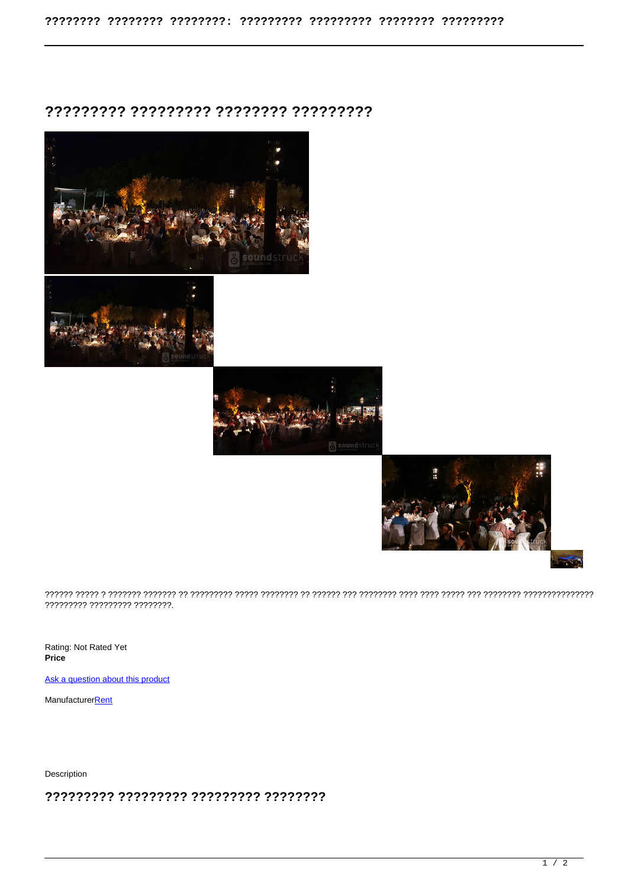# ????????? ????????? ???????? ?????????

?????? ????? ? ??????? ??????? ?? ????????? ????? ???????? ?? ?????? ??? ???????? ???? ???? ????? ??? ???????? ??????????????? ????????? ????????? ????????.

Rating: Not Rated Yet
**Price**

Ask a question about this product

ManufacturerRent

Description

## ????????? ????????? ????????? ????????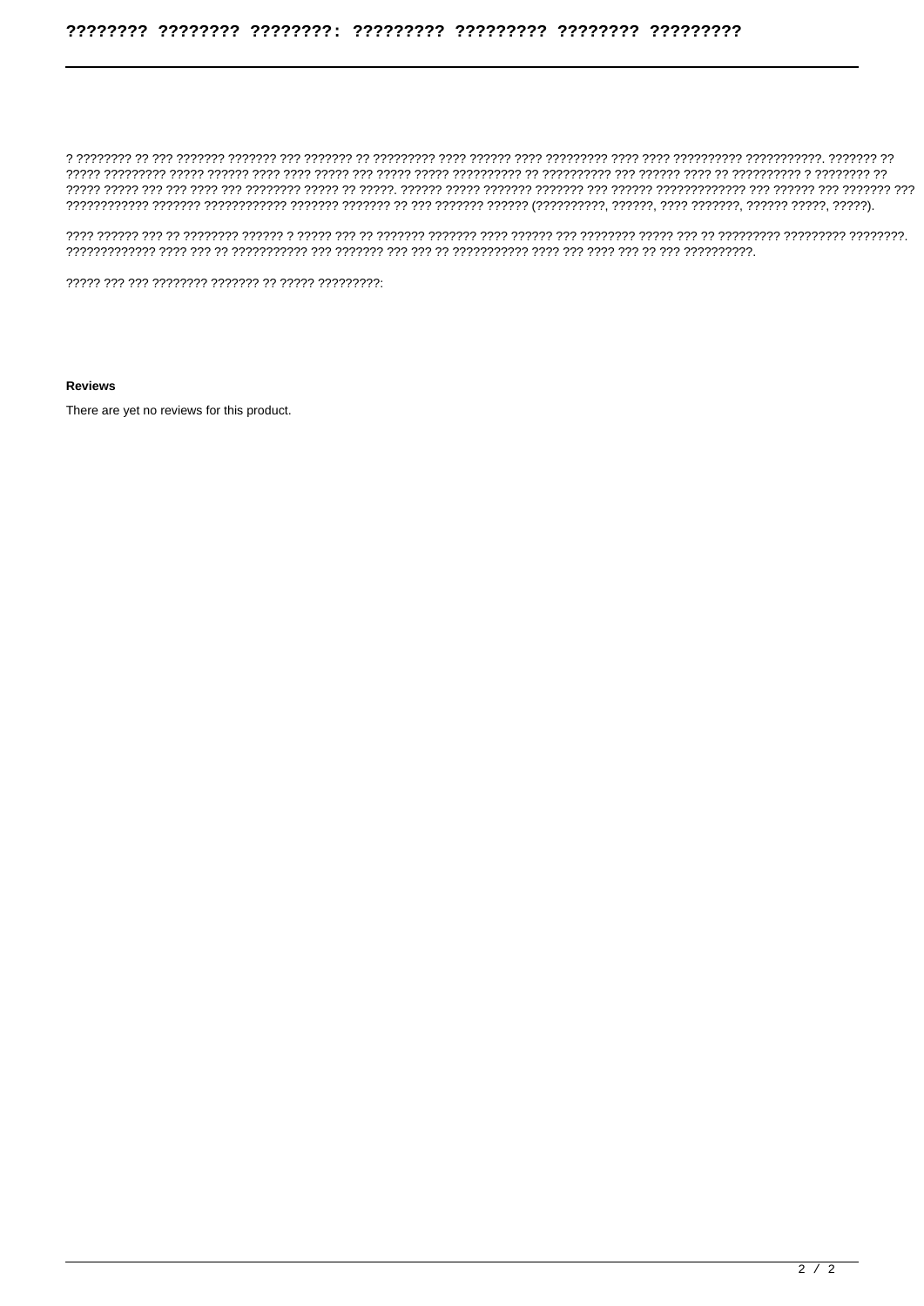? ???????? ?? ??? ??????? ??????? ??? ??????? ?? ????????? ???? ?????? ???? ????????? ???? ???? ?????????? ???????????. ??????? ?? ????? ????????? ????? ?????? ???? ???? ????? ??? ????? ????? ?????????? ?? ?????????? ??? ?????? ???? ?? ?????????? ? ???????? ?? ????? ????? ??? ??? ???? ??? ???????? ????? ?? ?????. ?????? ????? ??????? ??????? ??? ?????? ????????????? ??? ?????? ??? ??????? ??? ???????????? ??????? ???????????? ??????? ??????? ?? ??? ??????? ?????? (??????????, ??????, ???? ???????, ?????? ?????, ?????).

???? ?????? ??? ?? ???????? ?????? ? ????? ??? ?? ??????? ??????? ???? ?????? ??? ???????? ????? ??? ?? ????????? ????????? ????????. ????????????? ???? ??? ?? ??????????? ??? ??????? ??? ??? ?? ??????????? ???? ??? ???? ??? ?? ??? ??????????.

????? ??? ??? ???????? ??????? ?? ????? ?????????:

**Reviews**

There are yet no reviews for this product.